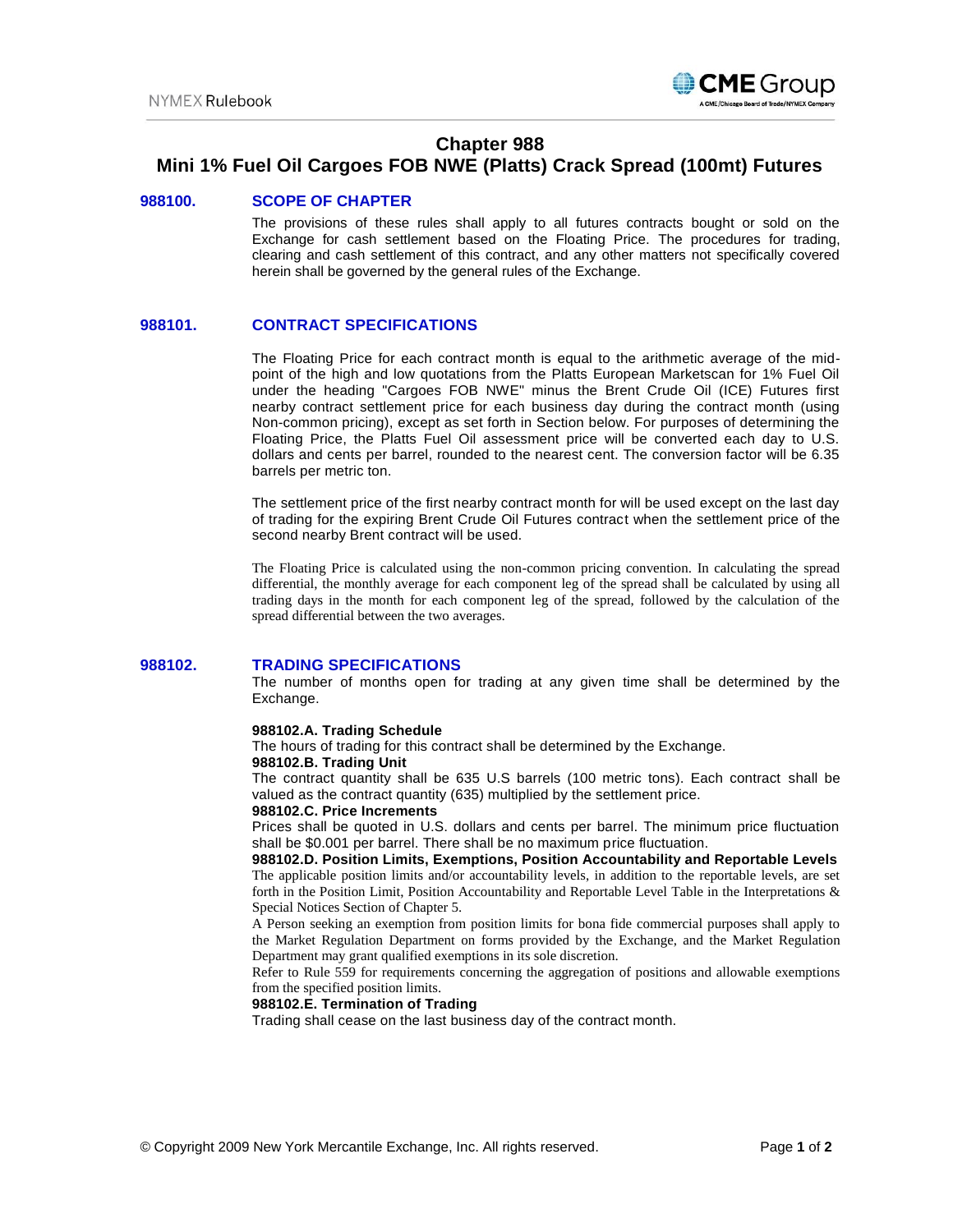# Chapter 988
# Mini 1% Fuel Oil Cargoes FOB NWE (Platts) Crack Spread (100mt) Futures

## 988100. SCOPE OF CHAPTER

The provisions of these rules shall apply to all futures contracts bought or sold on the Exchange for cash settlement based on the Floating Price. The procedures for trading, clearing and cash settlement of this contract, and any other matters not specifically covered herein shall be governed by the general rules of the Exchange.

## 988101. CONTRACT SPECIFICATIONS

The Floating Price for each contract month is equal to the arithmetic average of the mid-point of the high and low quotations from the Platts European Marketscan for 1% Fuel Oil under the heading "Cargoes FOB NWE" minus the Brent Crude Oil (ICE) Futures first nearby contract settlement price for each business day during the contract month (using Non-common pricing), except as set forth in Section below. For purposes of determining the Floating Price, the Platts Fuel Oil assessment price will be converted each day to U.S. dollars and cents per barrel, rounded to the nearest cent. The conversion factor will be 6.35 barrels per metric ton.

The settlement price of the first nearby contract month for will be used except on the last day of trading for the expiring Brent Crude Oil Futures contract when the settlement price of the second nearby Brent contract will be used.

The Floating Price is calculated using the non-common pricing convention. In calculating the spread differential, the monthly average for each component leg of the spread shall be calculated by using all trading days in the month for each component leg of the spread, followed by the calculation of the spread differential between the two averages.

## 988102. TRADING SPECIFICATIONS

The number of months open for trading at any given time shall be determined by the Exchange.

**988102.A. Trading Schedule**

The hours of trading for this contract shall be determined by the Exchange.

**988102.B. Trading Unit**

The contract quantity shall be 635 U.S barrels (100 metric tons). Each contract shall be valued as the contract quantity (635) multiplied by the settlement price.

**988102.C. Price Increments**

Prices shall be quoted in U.S. dollars and cents per barrel. The minimum price fluctuation shall be $0.001 per barrel. There shall be no maximum price fluctuation.

**988102.D. Position Limits, Exemptions, Position Accountability and Reportable Levels**

The applicable position limits and/or accountability levels, in addition to the reportable levels, are set forth in the Position Limit, Position Accountability and Reportable Level Table in the Interpretations & Special Notices Section of Chapter 5.

A Person seeking an exemption from position limits for bona fide commercial purposes shall apply to the Market Regulation Department on forms provided by the Exchange, and the Market Regulation Department may grant qualified exemptions in its sole discretion.

Refer to Rule 559 for requirements concerning the aggregation of positions and allowable exemptions from the specified position limits.

**988102.E. Termination of Trading**

Trading shall cease on the last business day of the contract month.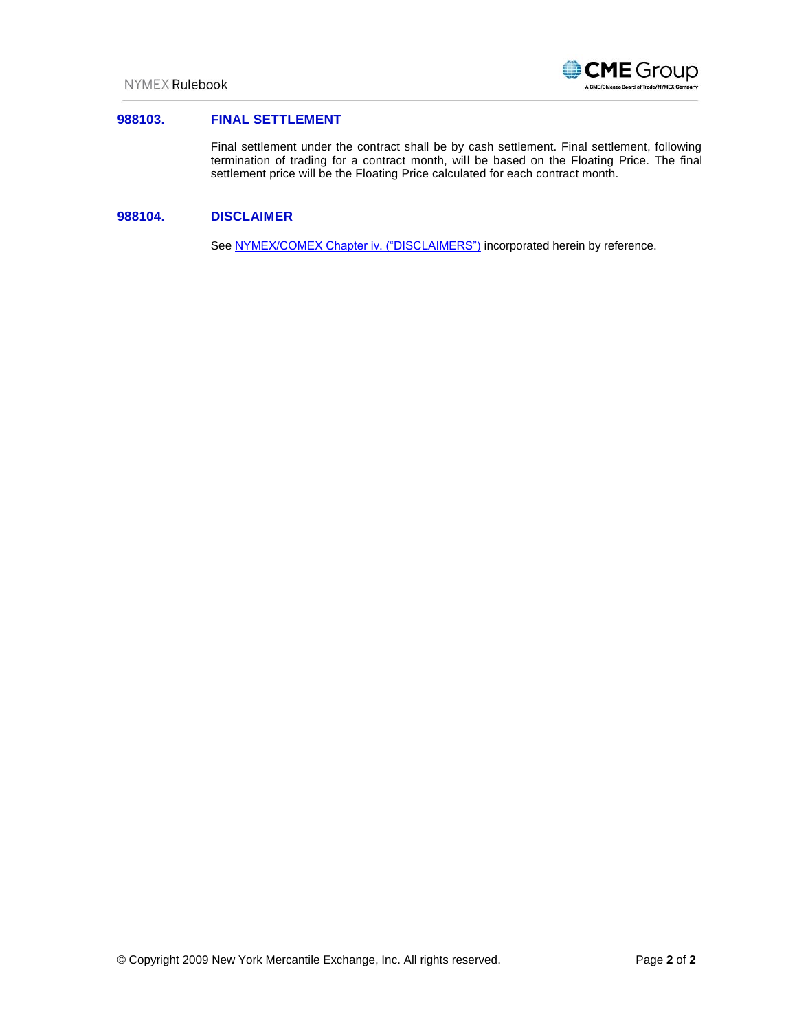## 988103. FINAL SETTLEMENT

Final settlement under the contract shall be by cash settlement. Final settlement, following termination of trading for a contract month, will be based on the Floating Price. The final settlement price will be the Floating Price calculated for each contract month.

## 988104. DISCLAIMER

See NYMEX/COMEX Chapter iv. (“DISCLAIMERS”) incorporated herein by reference.